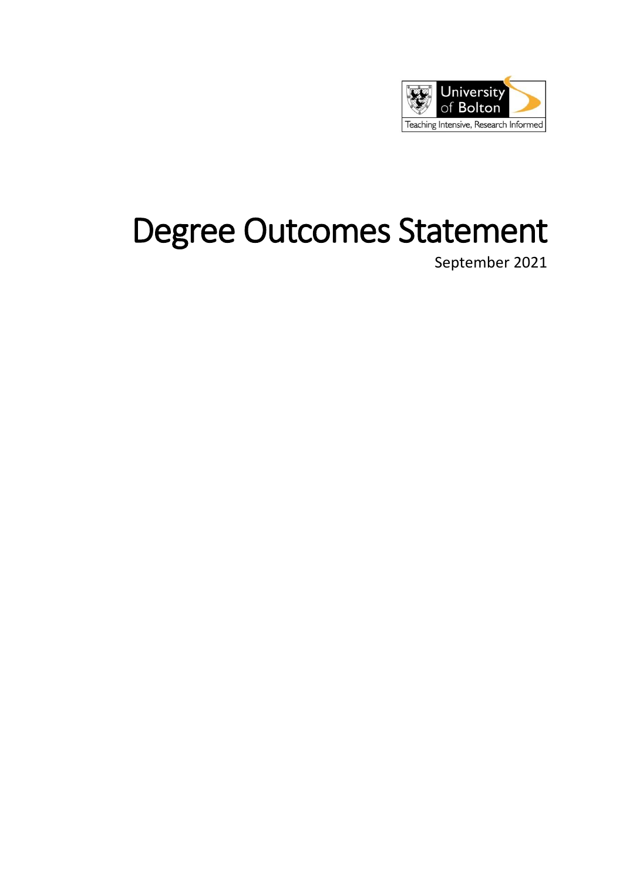# Degree Outcomes Statement

September 2021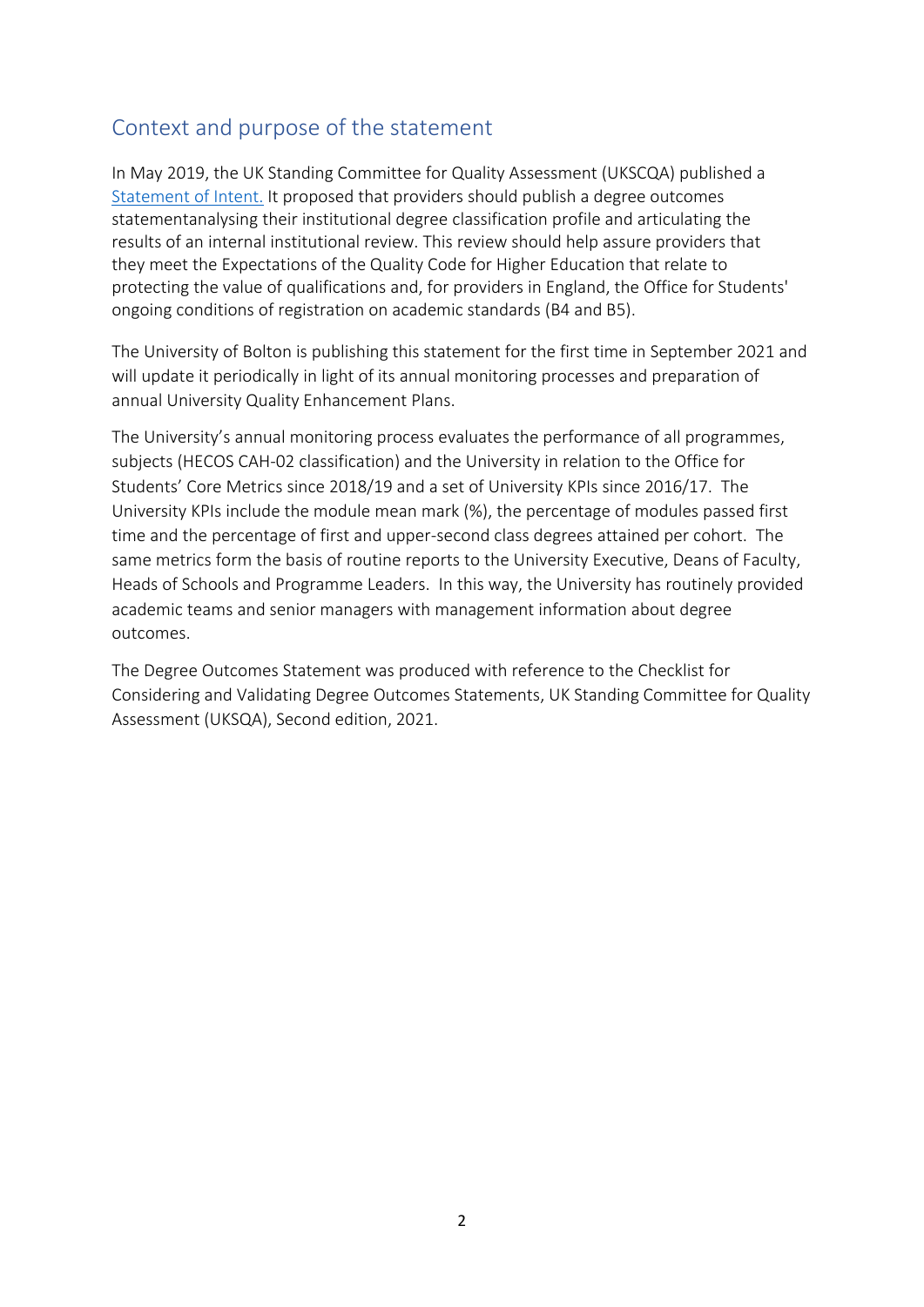## Context and purpose of the statement

In May 2019, the UK Standing Committee for Quality Assessment (UKSCQA) published a Statement of Intent. It proposed that providers should publish a degree outcomes statementanalysing their institutional degree classification profile and articulating the results of an internal institutional review. This review should help assure providers that they meet the Expectations of the Quality Code for Higher Education that relate to protecting the value of qualifications and, for providers in England, the Office for Students' ongoing conditions of registration on academic standards (B4 and B5).

The University of Bolton is publishing this statement for the first time in September 2021 and will update it periodically in light of its annual monitoring processes and preparation of annual University Quality Enhancement Plans.

The University's annual monitoring process evaluates the performance of all programmes, subjects (HECOS CAH-02 classification) and the University in relation to the Office for Students' Core Metrics since 2018/19 and a set of University KPIs since 2016/17. The University KPIs include the module mean mark (%), the percentage of modules passed first time and the percentage of first and upper-second class degrees attained per cohort. The same metrics form the basis of routine reports to the University Executive, Deans of Faculty, Heads of Schools and Programme Leaders. In this way, the University has routinely provided academic teams and senior managers with management information about degree outcomes.

The Degree Outcomes Statement was produced with reference to the Checklist for Considering and Validating Degree Outcomes Statements, UK Standing Committee for Quality Assessment (UKSQA), Second edition, 2021.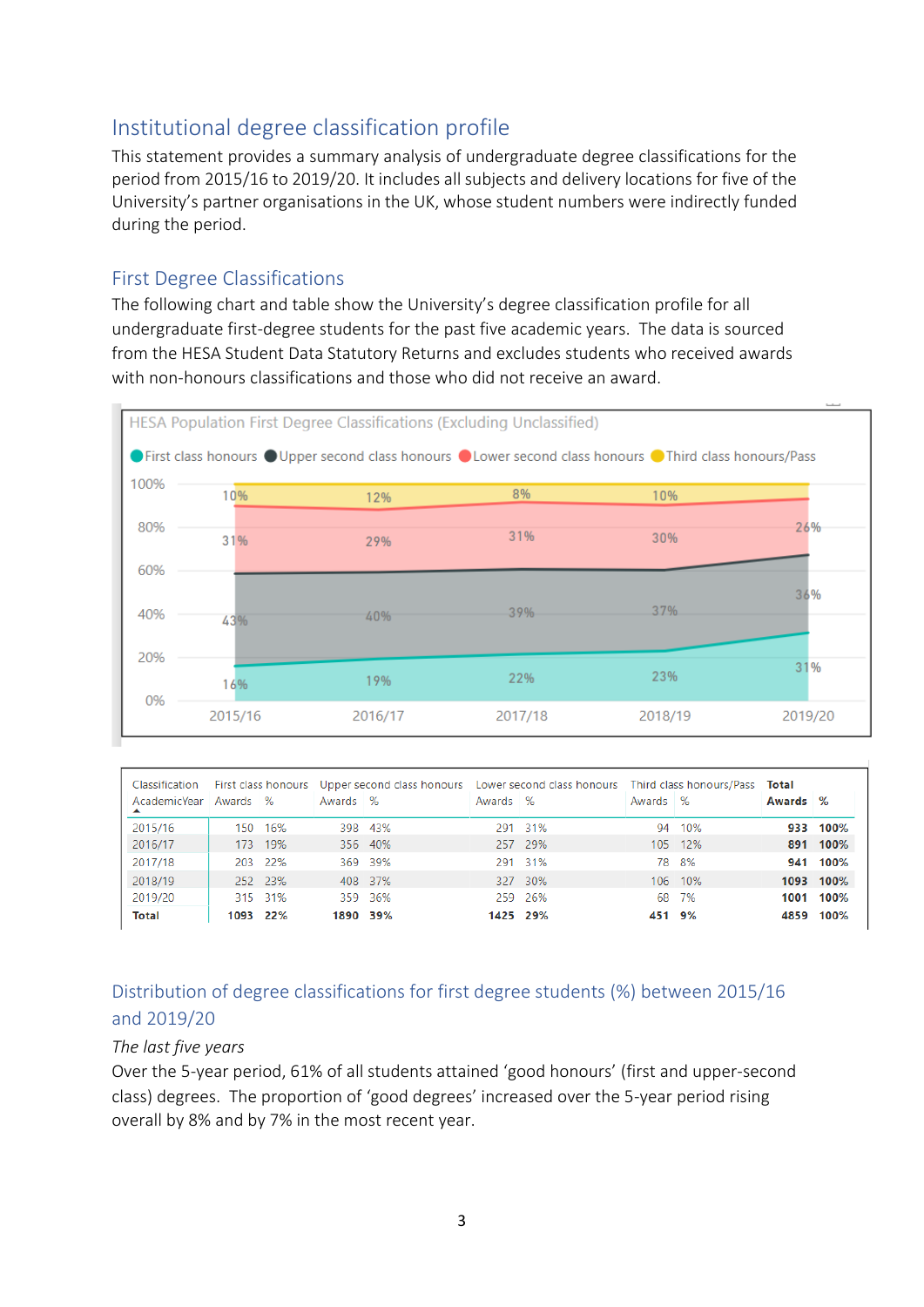## Institutional degree classification profile

This statement provides a summary analysis of undergraduate degree classifications for the period from 2015/16 to 2019/20. It includes all subjects and delivery locations for five of the University's partner organisations in the UK, whose student numbers were indirectly funded during the period.

## First Degree Classifications

The following chart and table show the University's degree classification profile for all undergraduate first-degree students for the past five academic years. The data is sourced from the HESA Student Data Statutory Returns and excludes students who received awards with non-honours classifications and those who did not receive an award.

HESA Population First Degree Classifications (Excluding Unclassified)

| Classification / AcademicYear | First class honours Awards | First class honours % | Upper second class honours Awards | Upper second class honours % | Lower second class honours Awards | Lower second class honours % | Third class honours/Pass Awards | Third class honours/Pass % | Total Awards | Total % |
|---|---|---|---|---|---|---|---|---|---|---|
| 2015/16 | 150 | 16% | 398 | 43% | 291 | 31% | 94 | 10% | **933** | **100%** |
| 2016/17 | 173 | 19% | 356 | 40% | 257 | 29% | 105 | 12% | **891** | **100%** |
| 2017/18 | 203 | 22% | 369 | 39% | 291 | 31% | 78 | 8% | **941** | **100%** |
| 2018/19 | 252 | 23% | 408 | 37% | 327 | 30% | 106 | 10% | **1093** | **100%** |
| 2019/20 | 315 | 31% | 359 | 36% | 259 | 26% | 68 | 7% | **1001** | **100%** |
| **Total** | **1093** | **22%** | **1890** | **39%** | **1425** | **29%** | **451** | **9%** | **4859** | **100%** |

## Distribution of degree classifications for first degree students (%) between 2015/16 and 2019/20

*The last five years*

Over the 5-year period, 61% of all students attained 'good honours' (first and upper-second class) degrees. The proportion of 'good degrees' increased over the 5-year period rising overall by 8% and by 7% in the most recent year.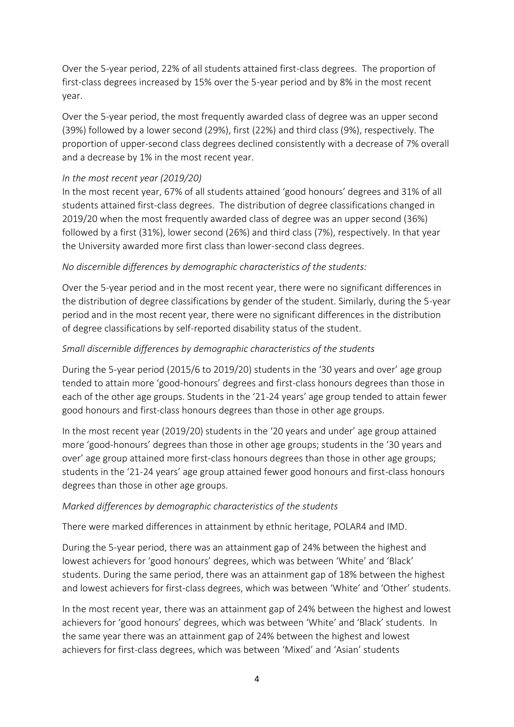Over the 5-year period, 22% of all students attained first-class degrees. The proportion of first-class degrees increased by 15% over the 5-year period and by 8% in the most recent year.

Over the 5-year period, the most frequently awarded class of degree was an upper second (39%) followed by a lower second (29%), first (22%) and third class (9%), respectively. The proportion of upper-second class degrees declined consistently with a decrease of 7% overall and a decrease by 1% in the most recent year.

*In the most recent year (2019/20)*

In the most recent year, 67% of all students attained 'good honours' degrees and 31% of all students attained first-class degrees. The distribution of degree classifications changed in 2019/20 when the most frequently awarded class of degree was an upper second (36%) followed by a first (31%), lower second (26%) and third class (7%), respectively. In that year the University awarded more first class than lower-second class degrees.

*No discernible differences by demographic characteristics of the students:*

Over the 5-year period and in the most recent year, there were no significant differences in the distribution of degree classifications by gender of the student. Similarly, during the 5-year period and in the most recent year, there were no significant differences in the distribution of degree classifications by self-reported disability status of the student.

*Small discernible differences by demographic characteristics of the students*

During the 5-year period (2015/6 to 2019/20) students in the '30 years and over' age group tended to attain more 'good-honours' degrees and first-class honours degrees than those in each of the other age groups. Students in the '21-24 years' age group tended to attain fewer good honours and first-class honours degrees than those in other age groups.

In the most recent year (2019/20) students in the '20 years and under' age group attained more 'good-honours' degrees than those in other age groups; students in the '30 years and over' age group attained more first-class honours degrees than those in other age groups; students in the '21-24 years' age group attained fewer good honours and first-class honours degrees than those in other age groups.

*Marked differences by demographic characteristics of the students*

There were marked differences in attainment by ethnic heritage, POLAR4 and IMD.

During the 5-year period, there was an attainment gap of 24% between the highest and lowest achievers for 'good honours' degrees, which was between 'White' and 'Black' students. During the same period, there was an attainment gap of 18% between the highest and lowest achievers for first-class degrees, which was between 'White' and 'Other' students.

In the most recent year, there was an attainment gap of 24% between the highest and lowest achievers for 'good honours' degrees, which was between 'White' and 'Black' students. In the same year there was an attainment gap of 24% between the highest and lowest achievers for first-class degrees, which was between 'Mixed' and 'Asian' students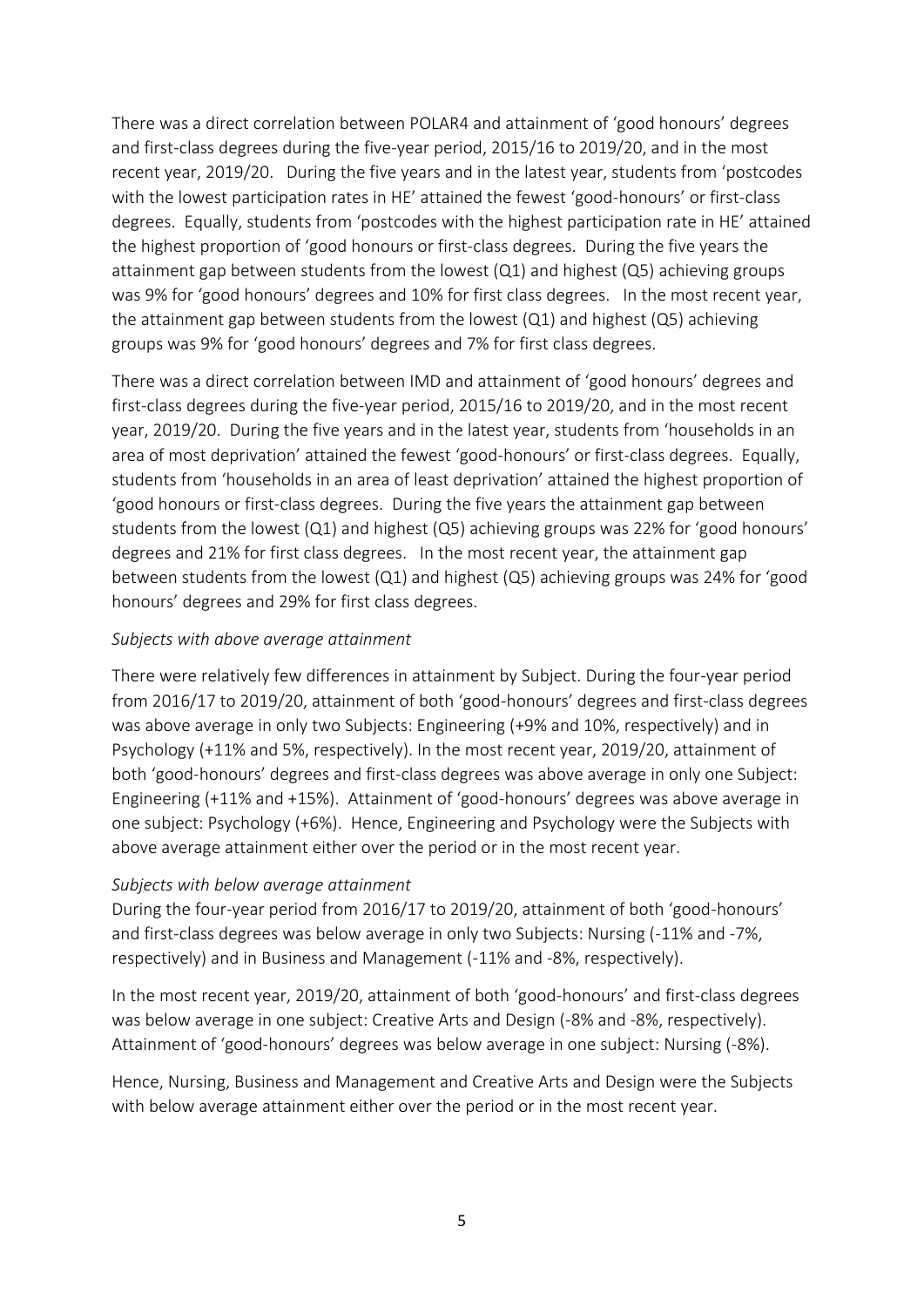There was a direct correlation between POLAR4 and attainment of 'good honours' degrees and first-class degrees during the five-year period, 2015/16 to 2019/20, and in the most recent year, 2019/20. During the five years and in the latest year, students from 'postcodes with the lowest participation rates in HE' attained the fewest 'good-honours' or first-class degrees. Equally, students from 'postcodes with the highest participation rate in HE' attained the highest proportion of 'good honours or first-class degrees. During the five years the attainment gap between students from the lowest (Q1) and highest (Q5) achieving groups was 9% for 'good honours' degrees and 10% for first class degrees. In the most recent year, the attainment gap between students from the lowest (Q1) and highest (Q5) achieving groups was 9% for 'good honours' degrees and 7% for first class degrees.

There was a direct correlation between IMD and attainment of 'good honours' degrees and first-class degrees during the five-year period, 2015/16 to 2019/20, and in the most recent year, 2019/20. During the five years and in the latest year, students from 'households in an area of most deprivation' attained the fewest 'good-honours' or first-class degrees. Equally, students from 'households in an area of least deprivation' attained the highest proportion of 'good honours or first-class degrees. During the five years the attainment gap between students from the lowest (Q1) and highest (Q5) achieving groups was 22% for 'good honours' degrees and 21% for first class degrees. In the most recent year, the attainment gap between students from the lowest (Q1) and highest (Q5) achieving groups was 24% for 'good honours' degrees and 29% for first class degrees.

*Subjects with above average attainment*

There were relatively few differences in attainment by Subject. During the four-year period from 2016/17 to 2019/20, attainment of both 'good-honours' degrees and first-class degrees was above average in only two Subjects: Engineering (+9% and 10%, respectively) and in Psychology (+11% and 5%, respectively). In the most recent year, 2019/20, attainment of both 'good-honours' degrees and first-class degrees was above average in only one Subject: Engineering (+11% and +15%). Attainment of 'good-honours' degrees was above average in one subject: Psychology (+6%). Hence, Engineering and Psychology were the Subjects with above average attainment either over the period or in the most recent year.

*Subjects with below average attainment*

During the four-year period from 2016/17 to 2019/20, attainment of both 'good-honours' and first-class degrees was below average in only two Subjects: Nursing (-11% and -7%, respectively) and in Business and Management (-11% and -8%, respectively).

In the most recent year, 2019/20, attainment of both 'good-honours' and first-class degrees was below average in one subject: Creative Arts and Design (-8% and -8%, respectively). Attainment of 'good-honours' degrees was below average in one subject: Nursing (-8%).

Hence, Nursing, Business and Management and Creative Arts and Design were the Subjects with below average attainment either over the period or in the most recent year.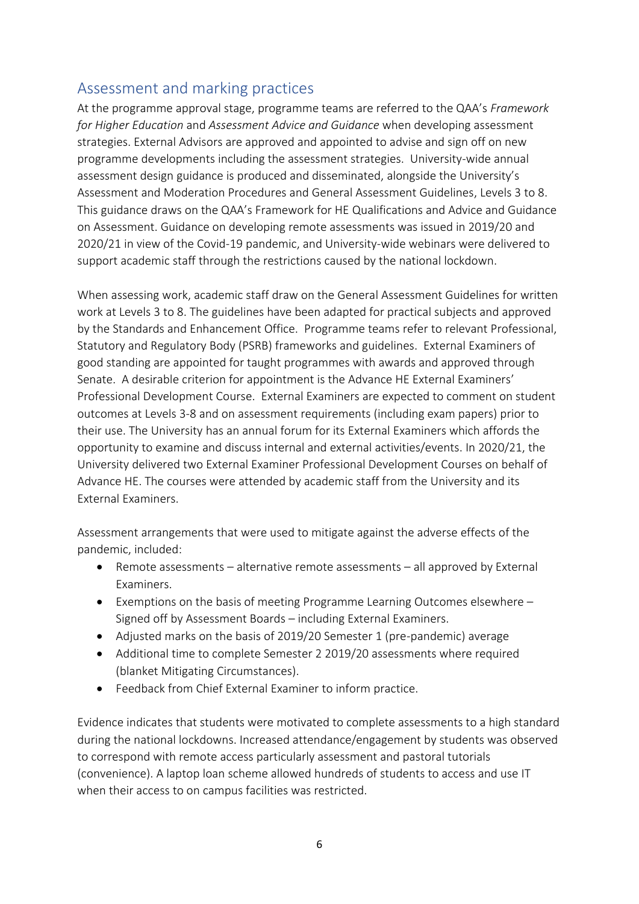## Assessment and marking practices

At the programme approval stage, programme teams are referred to the QAA's *Framework for Higher Education* and *Assessment Advice and Guidance* when developing assessment strategies. External Advisors are approved and appointed to advise and sign off on new programme developments including the assessment strategies. University-wide annual assessment design guidance is produced and disseminated, alongside the University's Assessment and Moderation Procedures and General Assessment Guidelines, Levels 3 to 8. This guidance draws on the QAA's Framework for HE Qualifications and Advice and Guidance on Assessment. Guidance on developing remote assessments was issued in 2019/20 and 2020/21 in view of the Covid-19 pandemic, and University-wide webinars were delivered to support academic staff through the restrictions caused by the national lockdown.

When assessing work, academic staff draw on the General Assessment Guidelines for written work at Levels 3 to 8. The guidelines have been adapted for practical subjects and approved by the Standards and Enhancement Office. Programme teams refer to relevant Professional, Statutory and Regulatory Body (PSRB) frameworks and guidelines. External Examiners of good standing are appointed for taught programmes with awards and approved through Senate. A desirable criterion for appointment is the Advance HE External Examiners' Professional Development Course. External Examiners are expected to comment on student outcomes at Levels 3-8 and on assessment requirements (including exam papers) prior to their use. The University has an annual forum for its External Examiners which affords the opportunity to examine and discuss internal and external activities/events. In 2020/21, the University delivered two External Examiner Professional Development Courses on behalf of Advance HE. The courses were attended by academic staff from the University and its External Examiners.

Assessment arrangements that were used to mitigate against the adverse effects of the pandemic, included:

- Remote assessments – alternative remote assessments – all approved by External Examiners.
- Exemptions on the basis of meeting Programme Learning Outcomes elsewhere – Signed off by Assessment Boards – including External Examiners.
- Adjusted marks on the basis of 2019/20 Semester 1 (pre-pandemic) average
- Additional time to complete Semester 2 2019/20 assessments where required (blanket Mitigating Circumstances).
- Feedback from Chief External Examiner to inform practice.

Evidence indicates that students were motivated to complete assessments to a high standard during the national lockdowns. Increased attendance/engagement by students was observed to correspond with remote access particularly assessment and pastoral tutorials (convenience). A laptop loan scheme allowed hundreds of students to access and use IT when their access to on campus facilities was restricted.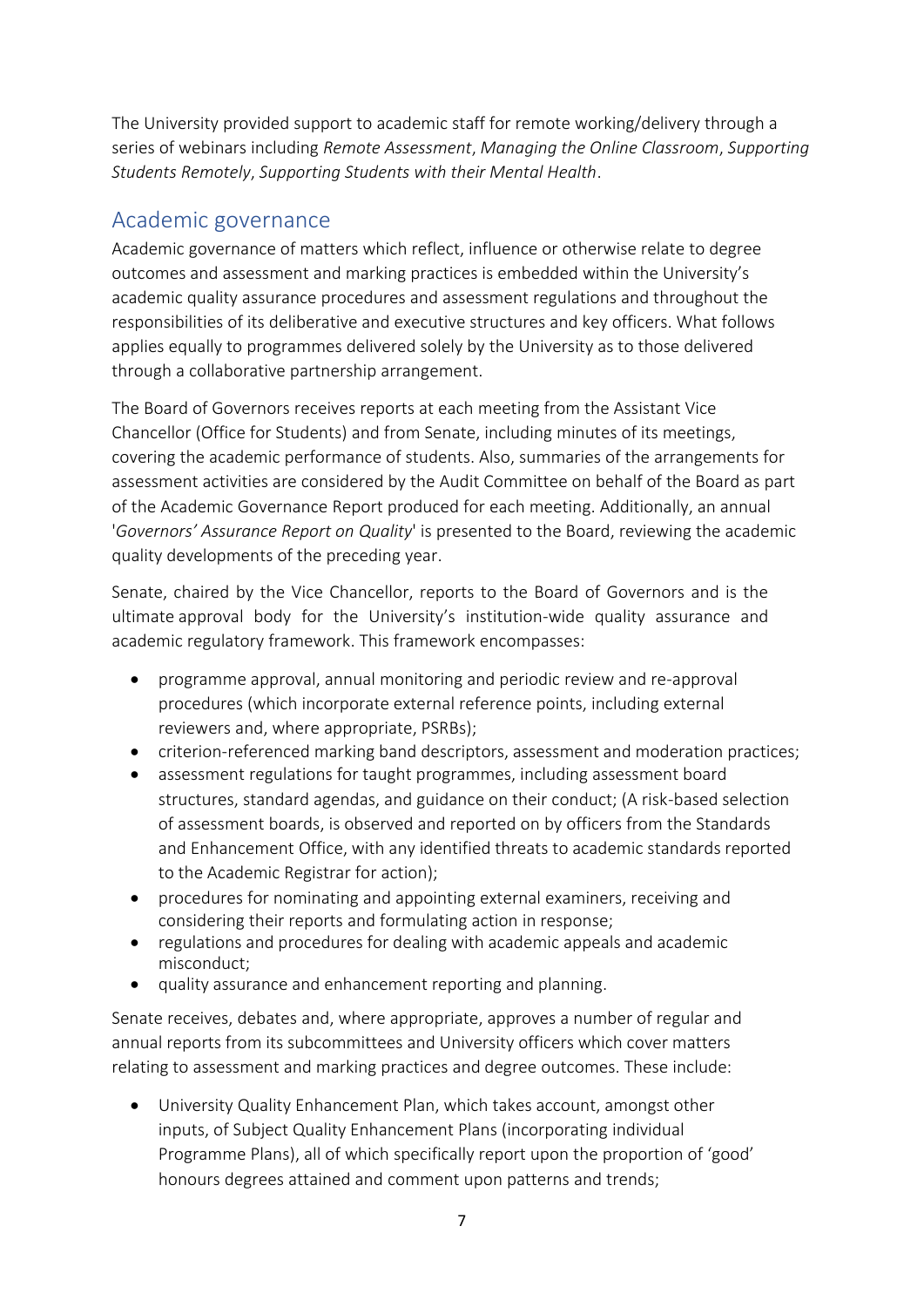The University provided support to academic staff for remote working/delivery through a series of webinars including *Remote Assessment*, *Managing the Online Classroom*, *Supporting Students Remotely*, *Supporting Students with their Mental Health*.

## Academic governance

Academic governance of matters which reflect, influence or otherwise relate to degree outcomes and assessment and marking practices is embedded within the University's academic quality assurance procedures and assessment regulations and throughout the responsibilities of its deliberative and executive structures and key officers. What follows applies equally to programmes delivered solely by the University as to those delivered through a collaborative partnership arrangement.

The Board of Governors receives reports at each meeting from the Assistant Vice Chancellor (Office for Students) and from Senate, including minutes of its meetings, covering the academic performance of students. Also, summaries of the arrangements for assessment activities are considered by the Audit Committee on behalf of the Board as part of the Academic Governance Report produced for each meeting. Additionally, an annual '*Governors' Assurance Report on Quality*' is presented to the Board, reviewing the academic quality developments of the preceding year.

Senate, chaired by the Vice Chancellor, reports to the Board of Governors and is the ultimate approval body for the University's institution-wide quality assurance and academic regulatory framework. This framework encompasses:

- programme approval, annual monitoring and periodic review and re-approval procedures (which incorporate external reference points, including external reviewers and, where appropriate, PSRBs);
- criterion-referenced marking band descriptors, assessment and moderation practices;
- assessment regulations for taught programmes, including assessment board structures, standard agendas, and guidance on their conduct; (A risk-based selection of assessment boards, is observed and reported on by officers from the Standards and Enhancement Office, with any identified threats to academic standards reported to the Academic Registrar for action);
- procedures for nominating and appointing external examiners, receiving and considering their reports and formulating action in response;
- regulations and procedures for dealing with academic appeals and academic misconduct;
- quality assurance and enhancement reporting and planning.

Senate receives, debates and, where appropriate, approves a number of regular and annual reports from its subcommittees and University officers which cover matters relating to assessment and marking practices and degree outcomes. These include:

- University Quality Enhancement Plan, which takes account, amongst other inputs, of Subject Quality Enhancement Plans (incorporating individual Programme Plans), all of which specifically report upon the proportion of 'good' honours degrees attained and comment upon patterns and trends;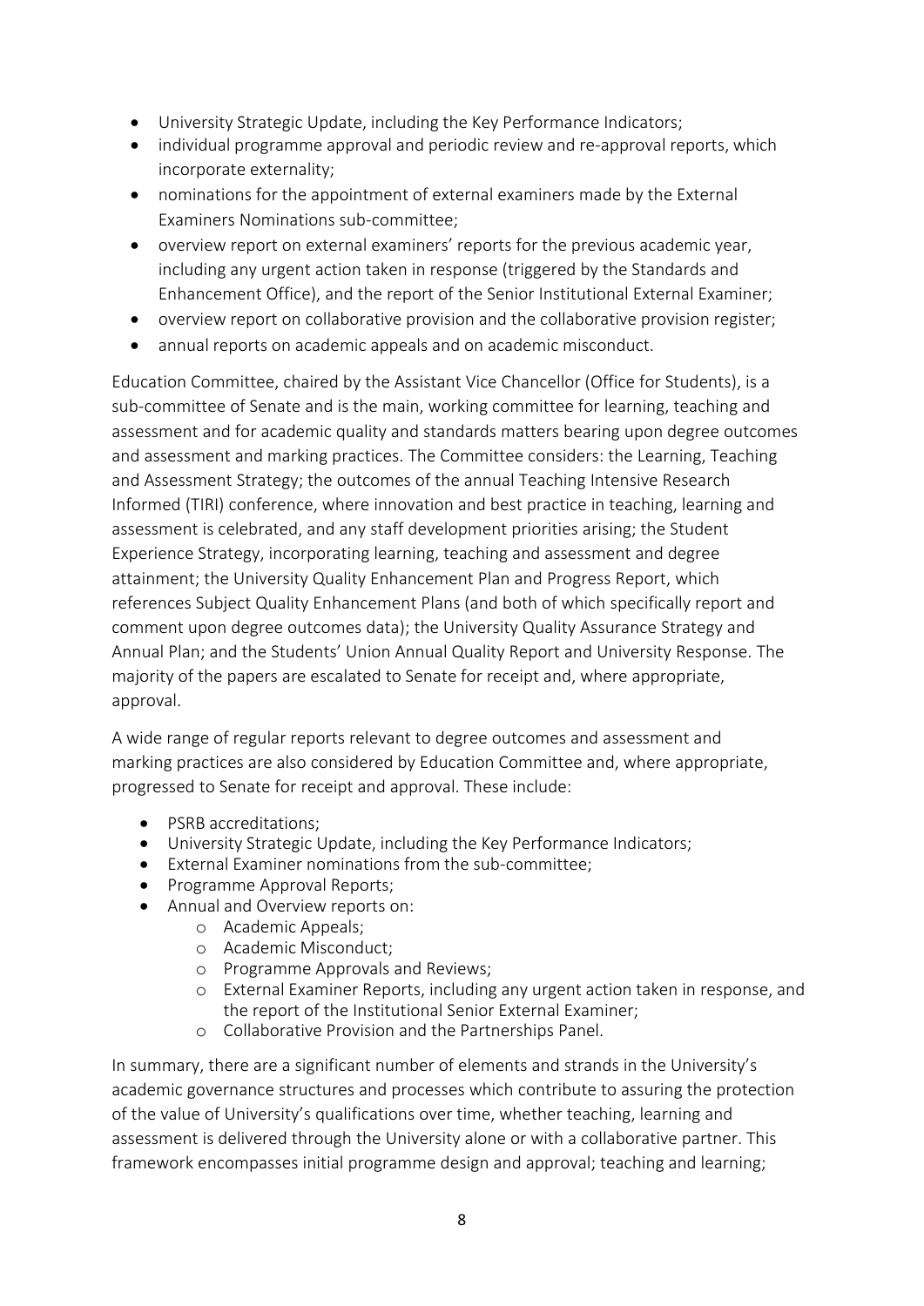- University Strategic Update, including the Key Performance Indicators;
- individual programme approval and periodic review and re-approval reports, which incorporate externality;
- nominations for the appointment of external examiners made by the External Examiners Nominations sub-committee;
- overview report on external examiners' reports for the previous academic year, including any urgent action taken in response (triggered by the Standards and Enhancement Office), and the report of the Senior Institutional External Examiner;
- overview report on collaborative provision and the collaborative provision register;
- annual reports on academic appeals and on academic misconduct.

Education Committee, chaired by the Assistant Vice Chancellor (Office for Students), is a sub-committee of Senate and is the main, working committee for learning, teaching and assessment and for academic quality and standards matters bearing upon degree outcomes and assessment and marking practices. The Committee considers: the Learning, Teaching and Assessment Strategy; the outcomes of the annual Teaching Intensive Research Informed (TIRI) conference, where innovation and best practice in teaching, learning and assessment is celebrated, and any staff development priorities arising; the Student Experience Strategy, incorporating learning, teaching and assessment and degree attainment; the University Quality Enhancement Plan and Progress Report, which references Subject Quality Enhancement Plans (and both of which specifically report and comment upon degree outcomes data); the University Quality Assurance Strategy and Annual Plan; and the Students' Union Annual Quality Report and University Response. The majority of the papers are escalated to Senate for receipt and, where appropriate, approval.

A wide range of regular reports relevant to degree outcomes and assessment and marking practices are also considered by Education Committee and, where appropriate, progressed to Senate for receipt and approval. These include:

- PSRB accreditations;
- University Strategic Update, including the Key Performance Indicators;
- External Examiner nominations from the sub-committee;
- Programme Approval Reports;
- Annual and Overview reports on:
  - Academic Appeals;
  - Academic Misconduct;
  - Programme Approvals and Reviews;
  - External Examiner Reports, including any urgent action taken in response, and the report of the Institutional Senior External Examiner;
  - Collaborative Provision and the Partnerships Panel.

In summary, there are a significant number of elements and strands in the University's academic governance structures and processes which contribute to assuring the protection of the value of University's qualifications over time, whether teaching, learning and assessment is delivered through the University alone or with a collaborative partner. This framework encompasses initial programme design and approval; teaching and learning;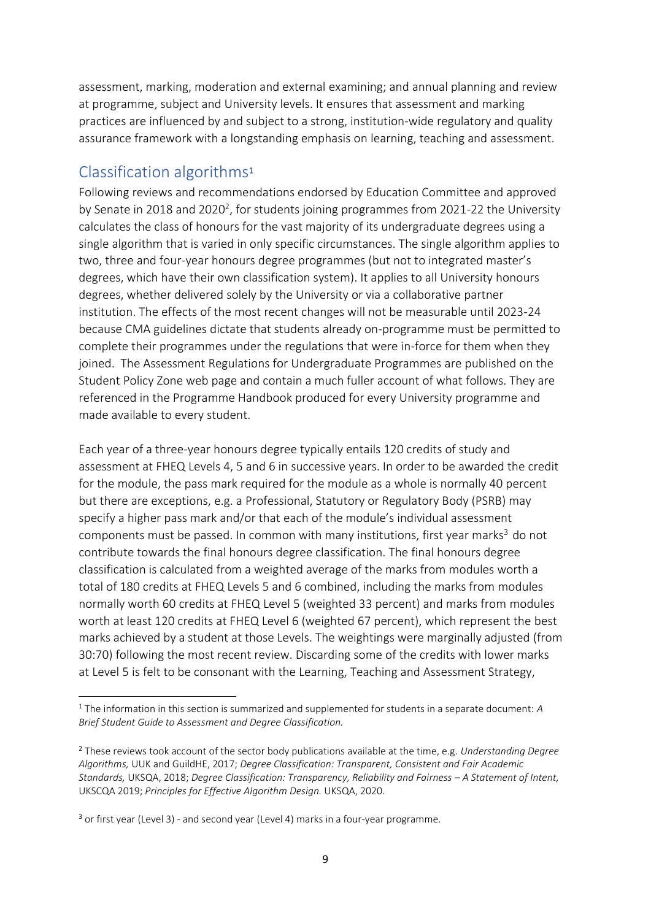assessment, marking, moderation and external examining; and annual planning and review at programme, subject and University levels. It ensures that assessment and marking practices are influenced by and subject to a strong, institution-wide regulatory and quality assurance framework with a longstanding emphasis on learning, teaching and assessment.

## Classification algorithms[1]

Following reviews and recommendations endorsed by Education Committee and approved by Senate in 2018 and 2020[2], for students joining programmes from 2021-22 the University calculates the class of honours for the vast majority of its undergraduate degrees using a single algorithm that is varied in only specific circumstances. The single algorithm applies to two, three and four-year honours degree programmes (but not to integrated master's degrees, which have their own classification system). It applies to all University honours degrees, whether delivered solely by the University or via a collaborative partner institution. The effects of the most recent changes will not be measurable until 2023-24 because CMA guidelines dictate that students already on-programme must be permitted to complete their programmes under the regulations that were in-force for them when they joined. The Assessment Regulations for Undergraduate Programmes are published on the Student Policy Zone web page and contain a much fuller account of what follows. They are referenced in the Programme Handbook produced for every University programme and made available to every student.

Each year of a three-year honours degree typically entails 120 credits of study and assessment at FHEQ Levels 4, 5 and 6 in successive years. In order to be awarded the credit for the module, the pass mark required for the module as a whole is normally 40 percent but there are exceptions, e.g. a Professional, Statutory or Regulatory Body (PSRB) may specify a higher pass mark and/or that each of the module's individual assessment components must be passed. In common with many institutions, first year marks[3] do not contribute towards the final honours degree classification. The final honours degree classification is calculated from a weighted average of the marks from modules worth a total of 180 credits at FHEQ Levels 5 and 6 combined, including the marks from modules normally worth 60 credits at FHEQ Level 5 (weighted 33 percent) and marks from modules worth at least 120 credits at FHEQ Level 6 (weighted 67 percent), which represent the best marks achieved by a student at those Levels. The weightings were marginally adjusted (from 30:70) following the most recent review. Discarding some of the credits with lower marks at Level 5 is felt to be consonant with the Learning, Teaching and Assessment Strategy,

---

[1] The information in this section is summarized and supplemented for students in a separate document: *A Brief Student Guide to Assessment and Degree Classification.*

[2] These reviews took account of the sector body publications available at the time, e.g. *Understanding Degree Algorithms,* UUK and GuildHE, 2017; *Degree Classification: Transparent, Consistent and Fair Academic Standards,* UKSQA, 2018; *Degree Classification: Transparency, Reliability and Fairness – A Statement of Intent,* UKSCQA 2019; *Principles for Effective Algorithm Design.* UKSQA, 2020.

[3] or first year (Level 3) - and second year (Level 4) marks in a four-year programme.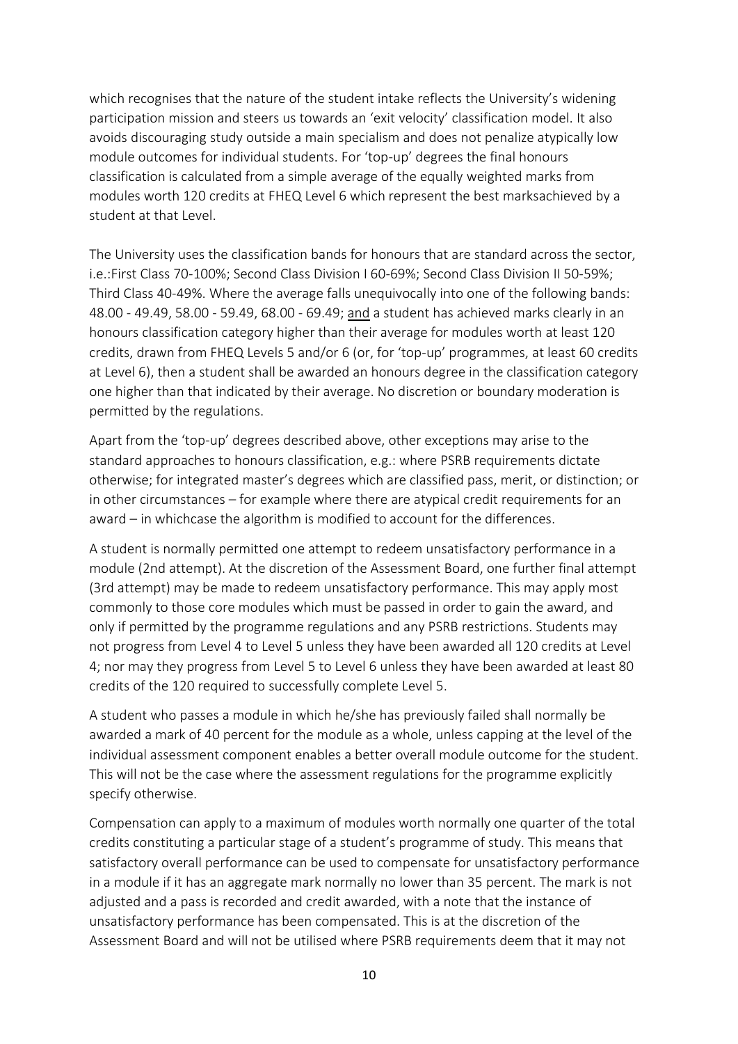which recognises that the nature of the student intake reflects the University's widening participation mission and steers us towards an 'exit velocity' classification model. It also avoids discouraging study outside a main specialism and does not penalize atypically low module outcomes for individual students. For 'top-up' degrees the final honours classification is calculated from a simple average of the equally weighted marks from modules worth 120 credits at FHEQ Level 6 which represent the best marksachieved by a student at that Level.

The University uses the classification bands for honours that are standard across the sector, i.e.:First Class 70-100%; Second Class Division I 60-69%; Second Class Division II 50-59%; Third Class 40-49%. Where the average falls unequivocally into one of the following bands: 48.00 - 49.49, 58.00 - 59.49, 68.00 - 69.49; <u>and</u> a student has achieved marks clearly in an honours classification category higher than their average for modules worth at least 120 credits, drawn from FHEQ Levels 5 and/or 6 (or, for 'top-up' programmes, at least 60 credits at Level 6), then a student shall be awarded an honours degree in the classification category one higher than that indicated by their average. No discretion or boundary moderation is permitted by the regulations.

Apart from the 'top-up' degrees described above, other exceptions may arise to the standard approaches to honours classification, e.g.: where PSRB requirements dictate otherwise; for integrated master's degrees which are classified pass, merit, or distinction; or in other circumstances – for example where there are atypical credit requirements for an award – in whichcase the algorithm is modified to account for the differences.

A student is normally permitted one attempt to redeem unsatisfactory performance in a module (2nd attempt). At the discretion of the Assessment Board, one further final attempt (3rd attempt) may be made to redeem unsatisfactory performance. This may apply most commonly to those core modules which must be passed in order to gain the award, and only if permitted by the programme regulations and any PSRB restrictions. Students may not progress from Level 4 to Level 5 unless they have been awarded all 120 credits at Level 4; nor may they progress from Level 5 to Level 6 unless they have been awarded at least 80 credits of the 120 required to successfully complete Level 5.

A student who passes a module in which he/she has previously failed shall normally be awarded a mark of 40 percent for the module as a whole, unless capping at the level of the individual assessment component enables a better overall module outcome for the student. This will not be the case where the assessment regulations for the programme explicitly specify otherwise.

Compensation can apply to a maximum of modules worth normally one quarter of the total credits constituting a particular stage of a student's programme of study. This means that satisfactory overall performance can be used to compensate for unsatisfactory performance in a module if it has an aggregate mark normally no lower than 35 percent. The mark is not adjusted and a pass is recorded and credit awarded, with a note that the instance of unsatisfactory performance has been compensated. This is at the discretion of the Assessment Board and will not be utilised where PSRB requirements deem that it may not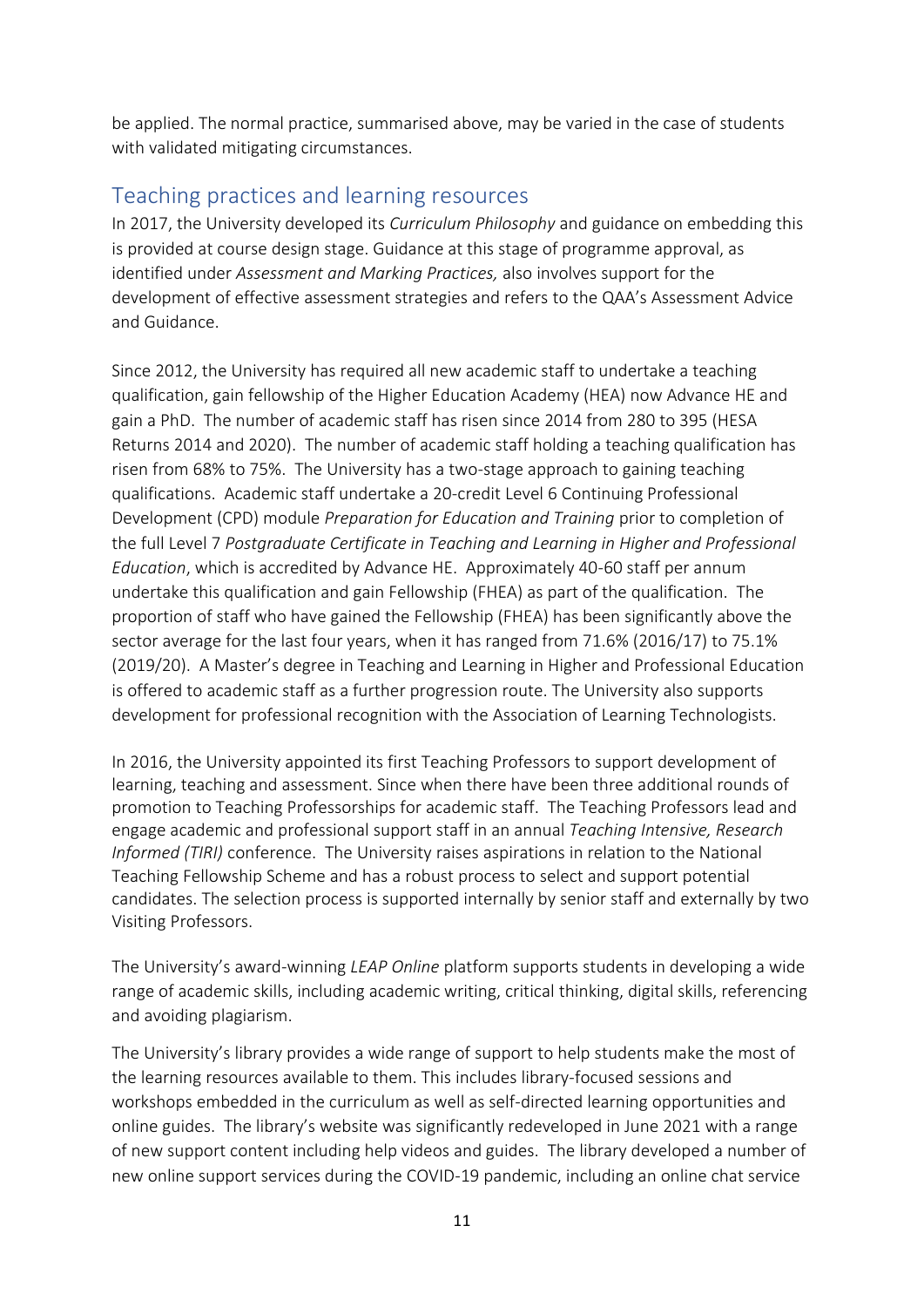be applied. The normal practice, summarised above, may be varied in the case of students with validated mitigating circumstances.

## Teaching practices and learning resources

In 2017, the University developed its *Curriculum Philosophy* and guidance on embedding this is provided at course design stage. Guidance at this stage of programme approval, as identified under *Assessment and Marking Practices,* also involves support for the development of effective assessment strategies and refers to the QAA's Assessment Advice and Guidance.

Since 2012, the University has required all new academic staff to undertake a teaching qualification, gain fellowship of the Higher Education Academy (HEA) now Advance HE and gain a PhD. The number of academic staff has risen since 2014 from 280 to 395 (HESA Returns 2014 and 2020). The number of academic staff holding a teaching qualification has risen from 68% to 75%. The University has a two-stage approach to gaining teaching qualifications. Academic staff undertake a 20-credit Level 6 Continuing Professional Development (CPD) module *Preparation for Education and Training* prior to completion of the full Level 7 *Postgraduate Certificate in Teaching and Learning in Higher and Professional Education*, which is accredited by Advance HE. Approximately 40-60 staff per annum undertake this qualification and gain Fellowship (FHEA) as part of the qualification. The proportion of staff who have gained the Fellowship (FHEA) has been significantly above the sector average for the last four years, when it has ranged from 71.6% (2016/17) to 75.1% (2019/20). A Master's degree in Teaching and Learning in Higher and Professional Education is offered to academic staff as a further progression route. The University also supports development for professional recognition with the Association of Learning Technologists.

In 2016, the University appointed its first Teaching Professors to support development of learning, teaching and assessment. Since when there have been three additional rounds of promotion to Teaching Professorships for academic staff. The Teaching Professors lead and engage academic and professional support staff in an annual *Teaching Intensive, Research Informed (TIRI)* conference. The University raises aspirations in relation to the National Teaching Fellowship Scheme and has a robust process to select and support potential candidates. The selection process is supported internally by senior staff and externally by two Visiting Professors.

The University's award-winning *LEAP Online* platform supports students in developing a wide range of academic skills, including academic writing, critical thinking, digital skills, referencing and avoiding plagiarism.

The University's library provides a wide range of support to help students make the most of the learning resources available to them. This includes library-focused sessions and workshops embedded in the curriculum as well as self-directed learning opportunities and online guides. The library's website was significantly redeveloped in June 2021 with a range of new support content including help videos and guides. The library developed a number of new online support services during the COVID-19 pandemic, including an online chat service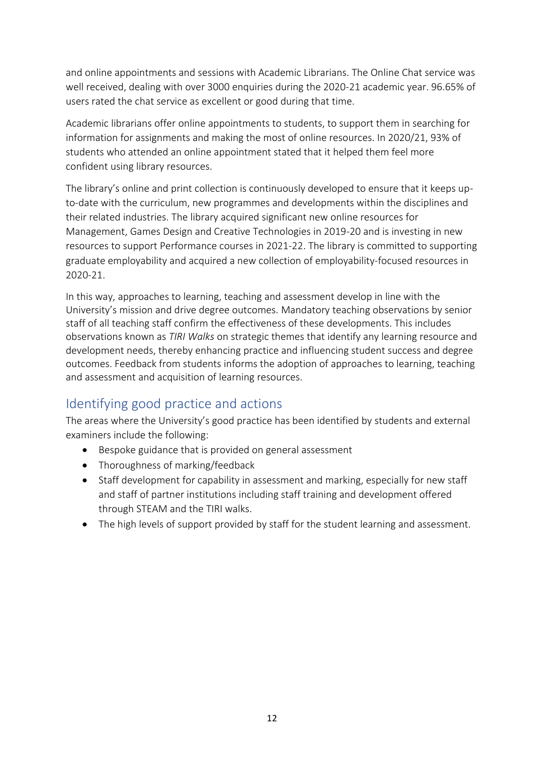and online appointments and sessions with Academic Librarians. The Online Chat service was well received, dealing with over 3000 enquiries during the 2020-21 academic year. 96.65% of users rated the chat service as excellent or good during that time.

Academic librarians offer online appointments to students, to support them in searching for information for assignments and making the most of online resources. In 2020/21, 93% of students who attended an online appointment stated that it helped them feel more confident using library resources.

The library's online and print collection is continuously developed to ensure that it keeps up-to-date with the curriculum, new programmes and developments within the disciplines and their related industries. The library acquired significant new online resources for Management, Games Design and Creative Technologies in 2019-20 and is investing in new resources to support Performance courses in 2021-22. The library is committed to supporting graduate employability and acquired a new collection of employability-focused resources in 2020-21.

In this way, approaches to learning, teaching and assessment develop in line with the University's mission and drive degree outcomes. Mandatory teaching observations by senior staff of all teaching staff confirm the effectiveness of these developments. This includes observations known as *TIRI Walks* on strategic themes that identify any learning resource and development needs, thereby enhancing practice and influencing student success and degree outcomes. Feedback from students informs the adoption of approaches to learning, teaching and assessment and acquisition of learning resources.

## Identifying good practice and actions

The areas where the University's good practice has been identified by students and external examiners include the following:

- Bespoke guidance that is provided on general assessment
- Thoroughness of marking/feedback
- Staff development for capability in assessment and marking, especially for new staff and staff of partner institutions including staff training and development offered through STEAM and the TIRI walks.
- The high levels of support provided by staff for the student learning and assessment.